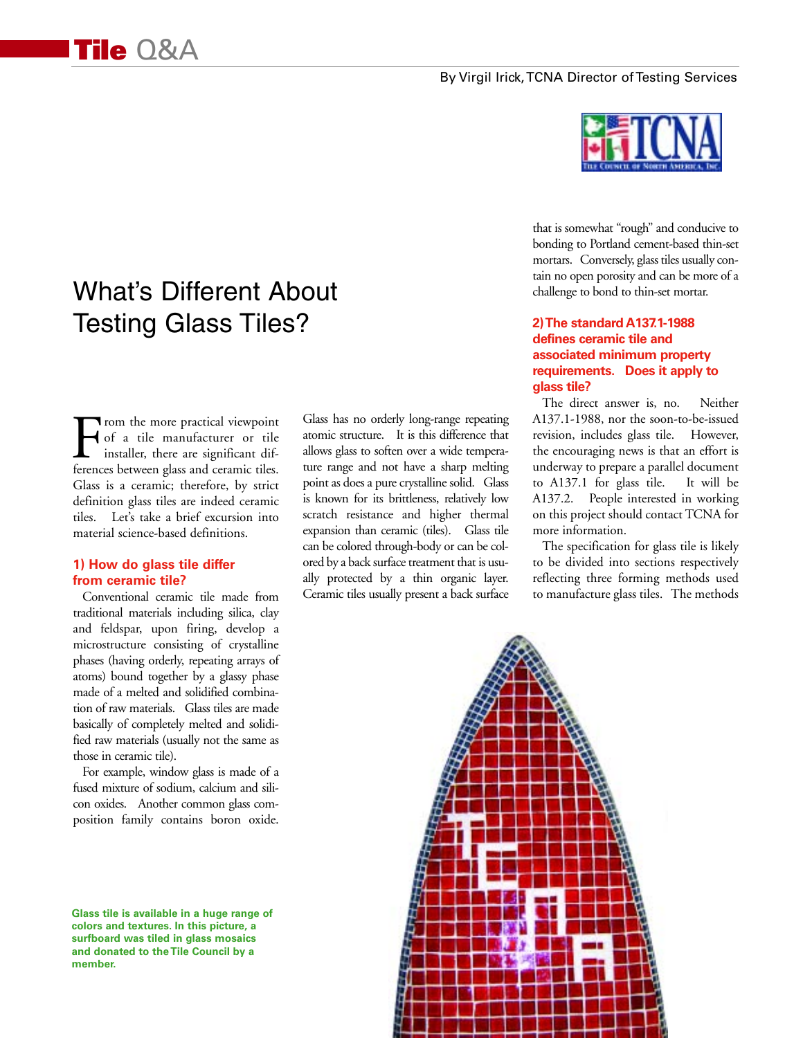# Tile Q&A

By Virgil Irick, TCNA Director of Testing Services

## What's Different About Testing Glass Tiles?

From the more practical viewpoint of a tile manufacturer or tile installer, there are significant differences between glass and ceramic tiles. Glass is a ceramic; therefore, by strict definition glass tiles are indeed ceramic tiles. Let's take a brief excursion into material science-based definitions.

### 1) How do glass tile differ from ceramic tile?

Conventional ceramic tile made from traditional materials including silica, clay and feldspar, upon firing, develop a microstructure consisting of crystalline phases (having orderly, repeating arrays of atoms) bound together by a glassy phase made of a melted and solidified combination of raw materials. Glass tiles are made basically of completely melted and solidified raw materials (usually not the same as those in ceramic tile).

For example, window glass is made of a fused mixture of sodium, calcium and silicon oxides. Another common glass composition family contains boron oxide. Glass has no orderly long-range repeating atomic structure. It is this difference that allows glass to soften over a wide temperature range and not have a sharp melting point as does a pure crystalline solid. Glass is known for its brittleness, relatively low scratch resistance and higher thermal expansion than ceramic (tiles). Glass tile can be colored through-body or can be colored by a back surface treatment that is usually protected by a thin organic layer. Ceramic tiles usually present a back surface that is somewhat "rough" and conducive to bonding to Portland cement-based thin-set mortars. Conversely, glass tiles usually contain no open porosity and can be more of a challenge to bond to thin-set mortar.

### 2) The standard A137.1-1988 defines ceramic tile and associated minimum property requirements. Does it apply to glass tile?

The direct answer is, no. Neither A137.1-1988, nor the soon-to-be-issued revision, includes glass tile. However, the encouraging news is that an effort is underway to prepare a parallel document to A137.1 for glass tile. It will be A137.2. People interested in working on this project should contact TCNA for more information.

The specification for glass tile is likely to be divided into sections respectively reflecting three forming methods used to manufacture glass tiles. The methods

Glass tile is available in a huge range of colors and textures. In this picture, a surfboard was tiled in glass mosaics and donated to the Tile Council by a member.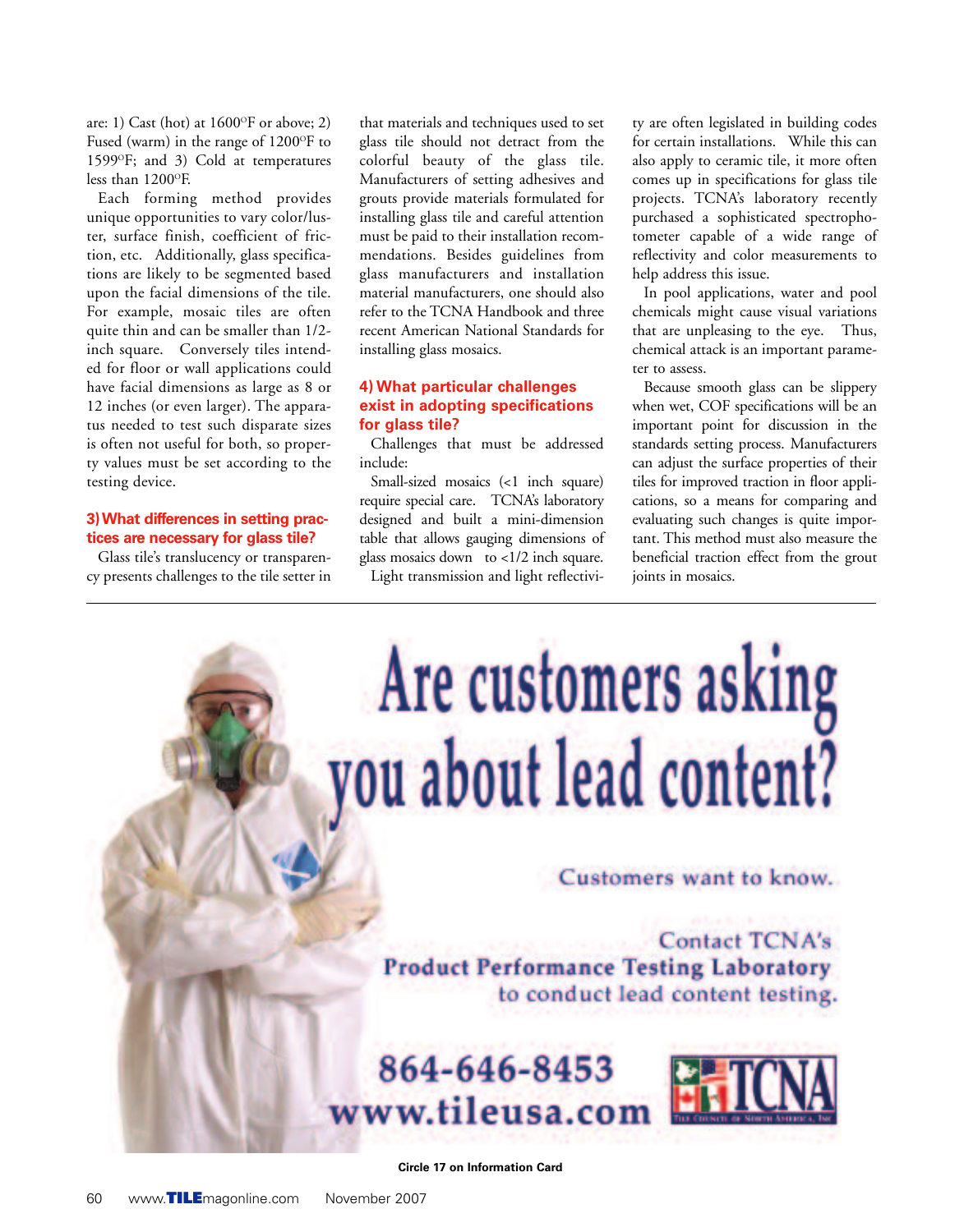are: 1) Cast (hot) at 1600°F or above; 2) Fused (warm) in the range of 1200°F to 1599°F; and 3) Cold at temperatures less than 1200°F.

Each forming method provides unique opportunities to vary color/luster, surface finish, coefficient of friction, etc. Additionally, glass specifications are likely to be segmented based upon the facial dimensions of the tile. For example, mosaic tiles are often quite thin and can be smaller than 1/2-inch square. Conversely tiles intended for floor or wall applications could have facial dimensions as large as 8 or 12 inches (or even larger). The apparatus needed to test such disparate sizes is often not useful for both, so property values must be set according to the testing device.

### 3) What differences in setting practices are necessary for glass tile?

Glass tile's translucency or transparency presents challenges to the tile setter in that materials and techniques used to set glass tile should not detract from the colorful beauty of the glass tile. Manufacturers of setting adhesives and grouts provide materials formulated for installing glass tile and careful attention must be paid to their installation recommendations. Besides guidelines from glass manufacturers and installation material manufacturers, one should also refer to the TCNA Handbook and three recent American National Standards for installing glass mosaics.

### 4) What particular challenges exist in adopting specifications for glass tile?

Challenges that must be addressed include:

Small-sized mosaics (<1 inch square) require special care. TCNA's laboratory designed and built a mini-dimension table that allows gauging dimensions of glass mosaics down to <1/2 inch square.

Light transmission and light reflectivity are often legislated in building codes for certain installations. While this can also apply to ceramic tile, it more often comes up in specifications for glass tile projects. TCNA's laboratory recently purchased a sophisticated spectrophotometer capable of a wide range of reflectivity and color measurements to help address this issue.

In pool applications, water and pool chemicals might cause visual variations that are unpleasing to the eye. Thus, chemical attack is an important parameter to assess.

Because smooth glass can be slippery when wet, COF specifications will be an important point for discussion in the standards setting process. Manufacturers can adjust the surface properties of their tiles for improved traction in floor applications, so a means for comparing and evaluating such changes is quite important. This method must also measure the beneficial traction effect from the grout joints in mosaics.

---

# Are customers asking you about lead content?

Customers want to know.

Contact TCNA's **Product Performance Testing Laboratory** to conduct lead content testing.

**864-646-8453**
**www.tileusa.com**

TCNA — Tile Council of North America, Inc.

Circle 17 on Information Card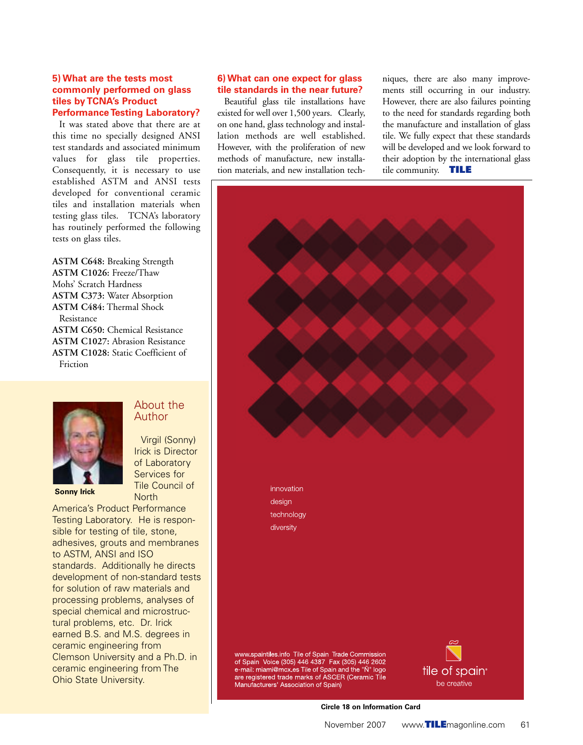### 5) What are the tests most commonly performed on glass tiles by TCNA's Product Performance Testing Laboratory?

It was stated above that there are at this time no specially designed ANSI test standards and associated minimum values for glass tile properties. Consequently, it is necessary to use established ASTM and ANSI tests developed for conventional ceramic tiles and installation materials when testing glass tiles. TCNA's laboratory has routinely performed the following tests on glass tiles.

**ASTM C648:** Breaking Strength
**ASTM C1026:** Freeze/Thaw
Mohs' Scratch Hardness
**ASTM C373:** Water Absorption
**ASTM C484:** Thermal Shock Resistance
**ASTM C650:** Chemical Resistance
**ASTM C1027:** Abrasion Resistance
**ASTM C1028:** Static Coefficient of Friction

### 6) What can one expect for glass tile standards in the near future?

Beautiful glass tile installations have existed for well over 1,500 years. Clearly, on one hand, glass technology and installation methods are well established. However, with the proliferation of new methods of manufacture, new installation materials, and new installation techniques, there are also many improvements still occurring in our industry. However, there are also failures pointing to the need for standards regarding both the manufacture and installation of glass tile. We fully expect that these standards will be developed and we look forward to their adoption by the international glass tile community. **TILE**

## About the Author

**Sonny Irick**

Virgil (Sonny) Irick is Director of Laboratory Services for Tile Council of North America's Product Performance Testing Laboratory. He is responsible for testing of tile, stone, adhesives, grouts and membranes to ASTM, ANSI and ISO standards. Additionally he directs development of non-standard tests for solution of raw materials and processing problems, analyses of special chemical and microstructural problems, etc. Dr. Irick earned B.S. and M.S. degrees in ceramic engineering from Clemson University and a Ph.D. in ceramic engineering from The Ohio State University.

innovation
design
technology
diversity

www.spaintiles.info Tile of Spain Trade Commission of Spain Voice (305) 446 4387 Fax (305) 446 2602 e-mail: miami@mcx.es Tile of Spain and the "Ñ" logo are registered trade marks of ASCER (Ceramic Tile Manufacturers' Association of Spain)

tile of spain®
be creative

Circle 18 on Information Card